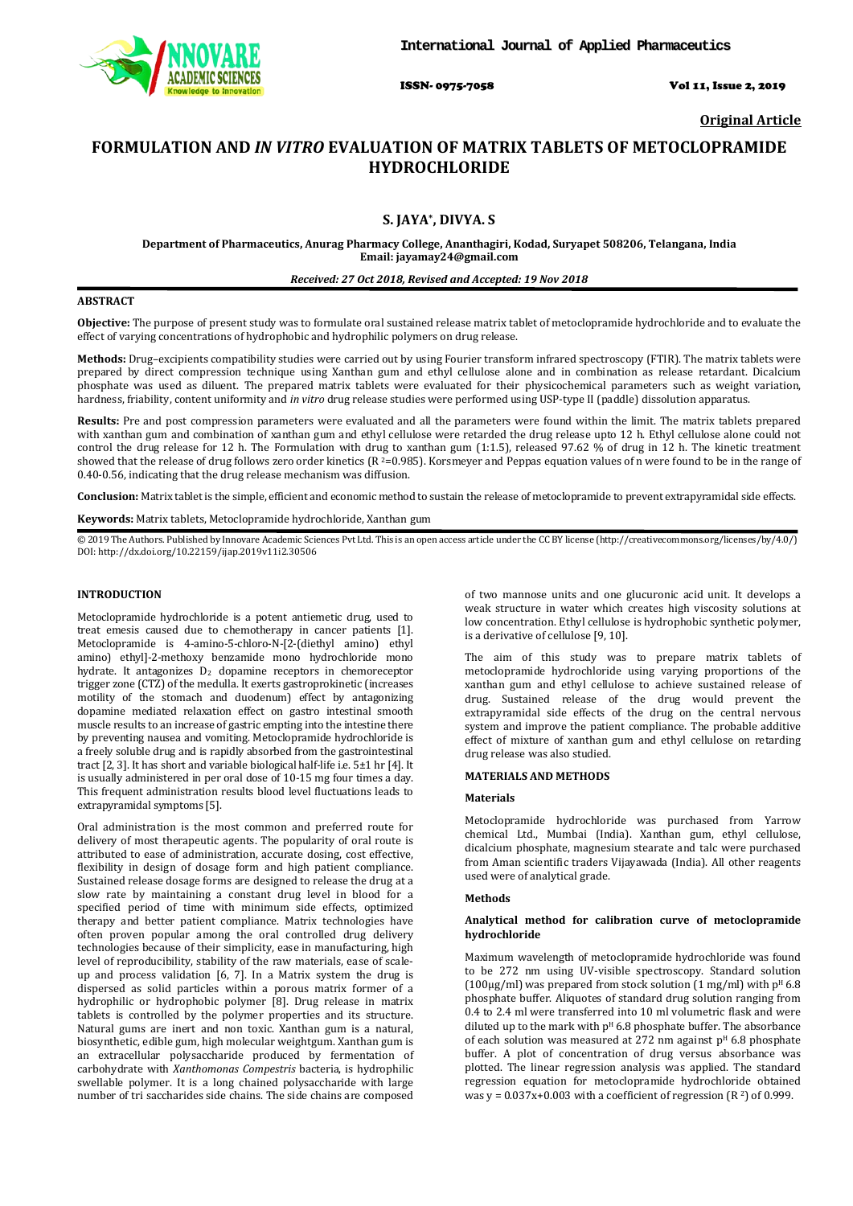**Original Article**

# FORMULATION AND *IN VITRO* EVALUATION OF MATRIX TABLETS OF METOCLOPRAMIDE HYDROCHLORIDE

## S. JAYA*, DIVYA. S

**Department of Pharmaceutics, Anurag Pharmacy College, Ananthagiri, Kodad, Suryapet 508206, Telangana, India**
**Email: jayamay24@gmail.com**

*Received: 27 Oct 2018, Revised and Accepted: 19 Nov 2018*

### ABSTRACT

**Objective:** The purpose of present study was to formulate oral sustained release matrix tablet of metoclopramide hydrochloride and to evaluate the effect of varying concentrations of hydrophobic and hydrophilic polymers on drug release.

**Methods:** Drug–excipients compatibility studies were carried out by using Fourier transform infrared spectroscopy (FTIR). The matrix tablets were prepared by direct compression technique using Xanthan gum and ethyl cellulose alone and in combination as release retardant. Dicalcium phosphate was used as diluent. The prepared matrix tablets were evaluated for their physicochemical parameters such as weight variation, hardness, friability, content uniformity and *in vitro* drug release studies were performed using USP-type II (paddle) dissolution apparatus.

**Results:** Pre and post compression parameters were evaluated and all the parameters were found within the limit. The matrix tablets prepared with xanthan gum and combination of xanthan gum and ethyl cellulose were retarded the drug release upto 12 h. Ethyl cellulose alone could not control the drug release for 12 h. The Formulation with drug to xanthan gum (1:1.5), released 97.62 % of drug in 12 h. The kinetic treatment showed that the release of drug follows zero order kinetics ($R^2$=0.985). Korsmeyer and Peppas equation values of n were found to be in the range of 0.40-0.56, indicating that the drug release mechanism was diffusion.

**Conclusion:** Matrix tablet is the simple, efficient and economic method to sustain the release of metoclopramide to prevent extrapyramidal side effects.

**Keywords:** Matrix tablets, Metoclopramide hydrochloride, Xanthan gum

© 2019 The Authors. Published by Innovare Academic Sciences Pvt Ltd. This is an open access article under the CC BY license (http://creativecommons.org/licenses/by/4.0/)
DOI: http://dx.doi.org/10.22159/ijap.2019v11i2.30506

### INTRODUCTION

Metoclopramide hydrochloride is a potent antiemetic drug, used to treat emesis caused due to chemotherapy in cancer patients [1]. Metoclopramide is 4-amino-5-chloro-N-[2-(diethyl amino) ethyl amino) ethyl]-2-methoxy benzamide mono hydrochloride mono hydrate. It antagonizes $D_2$ dopamine receptors in chemoreceptor trigger zone (CTZ) of the medulla. It exerts gastroprokinetic (increases motility of the stomach and duodenum) effect by antagonizing dopamine mediated relaxation effect on gastro intestinal smooth muscle results to an increase of gastric empting into the intestine there by preventing nausea and vomiting. Metoclopramide hydrochloride is a freely soluble drug and is rapidly absorbed from the gastrointestinal tract [2, 3]. It has short and variable biological half-life i.e. 5±1 hr [4]. It is usually administered in per oral dose of 10-15 mg four times a day. This frequent administration results blood level fluctuations leads to extrapyramidal symptoms [5].

Oral administration is the most common and preferred route for delivery of most therapeutic agents. The popularity of oral route is attributed to ease of administration, accurate dosing, cost effective, flexibility in design of dosage form and high patient compliance. Sustained release dosage forms are designed to release the drug at a slow rate by maintaining a constant drug level in blood for a specified period of time with minimum side effects, optimized therapy and better patient compliance. Matrix technologies have often proven popular among the oral controlled drug delivery technologies because of their simplicity, ease in manufacturing, high level of reproducibility, stability of the raw materials, ease of scale-up and process validation [6, 7]. In a Matrix system the drug is dispersed as solid particles within a porous matrix former of a hydrophilic or hydrophobic polymer [8]. Drug release in matrix tablets is controlled by the polymer properties and its structure. Natural gums are inert and non toxic. Xanthan gum is a natural, biosynthetic, edible gum, high molecular weightgum. Xanthan gum is an extracellular polysaccharide produced by fermentation of carbohydrate with *Xanthomonas Compestris* bacteria, is hydrophilic swellable polymer. It is a long chained polysaccharide with large number of tri saccharides side chains. The side chains are composed of two mannose units and one glucuronic acid unit. It develops a weak structure in water which creates high viscosity solutions at low concentration. Ethyl cellulose is hydrophobic synthetic polymer, is a derivative of cellulose [9, 10].

The aim of this study was to prepare matrix tablets of metoclopramide hydrochloride using varying proportions of the xanthan and ethyl cellulose to achieve sustained release of drug. Sustained release of the drug would prevent the extrapyramidal side effects of the drug on the central nervous system and improve the patient compliance. The probable additive effect of mixture of xanthan gum and ethyl cellulose on retarding drug release was also studied.

### MATERIALS AND METHODS

#### Materials

Metoclopramide hydrochloride was purchased from Yarrow chemical Ltd., Mumbai (India). Xanthan gum, ethyl cellulose, dicalcium phosphate, magnesium stearate and talc were purchased from Aman scientific traders Vijayawada (India). All other reagents used were of analytical grade.

#### Methods

#### Analytical method for calibration curve of metoclopramide hydrochloride

Maximum wavelength of metoclopramide hydrochloride was found to be 272 nm using UV-visible spectroscopy. Standard solution (100µg/ml) was prepared from stock solution (1 mg/ml) with $p^H$ 6.8 phosphate buffer. Aliquotes of standard drug solution ranging from 0.4 to 2.4 ml were transferred into 10 ml volumetric flask and were diluted up to the mark with $p^H$ 6.8 phosphate buffer. The absorbance of each solution was measured at 272 nm against $p^H$ 6.8 phosphate buffer. A plot of concentration of drug versus absorbance was plotted. The linear regression analysis was applied. The standard regression equation for metoclopramide hydrochloride obtained was y = 0.037x+0.003 with a coefficient of regression ($R^2$) of 0.999.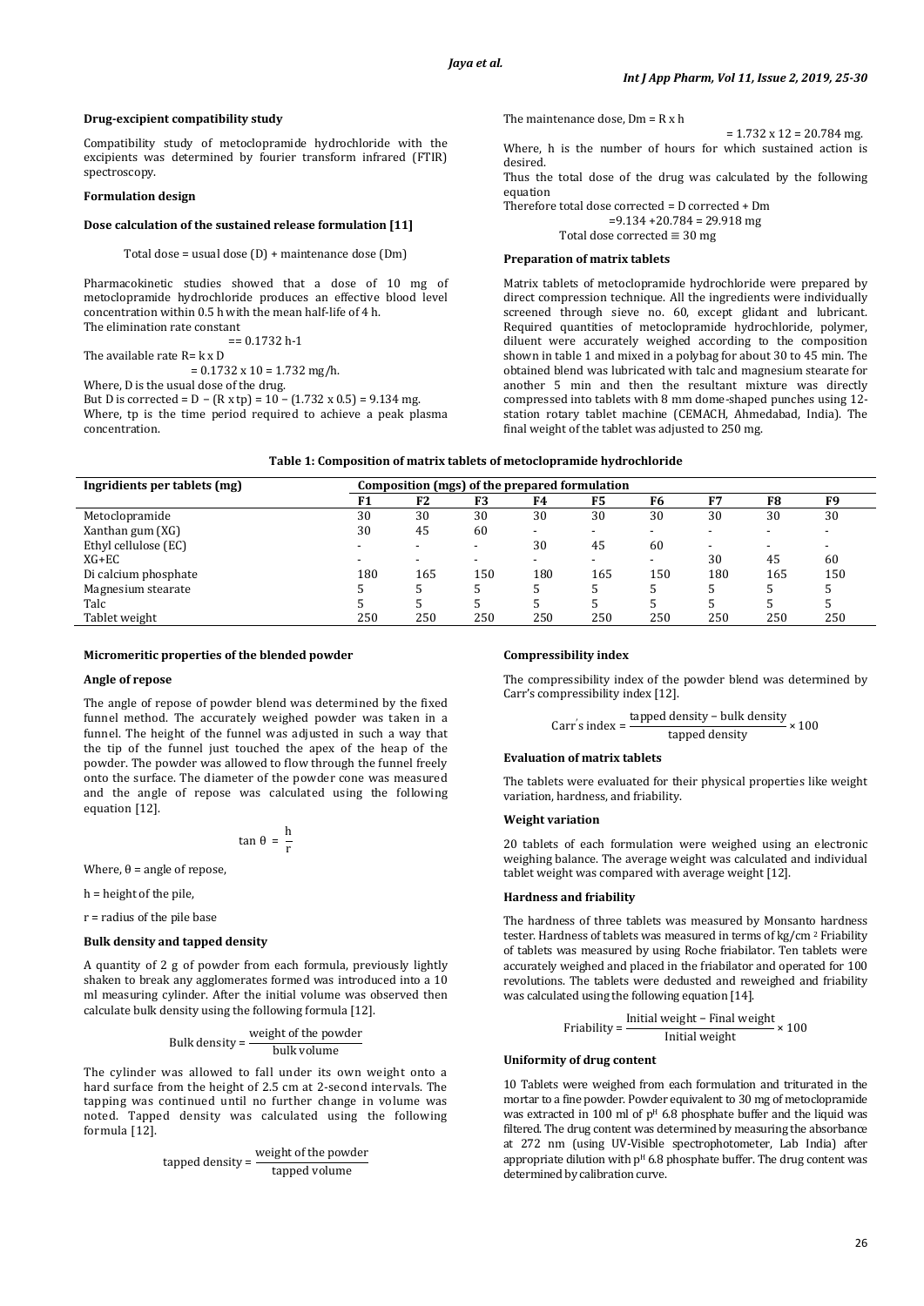### Drug-excipient compatibility study

Compatibility study of metoclopramide hydrochloride with the excipients was determined by fourier transform infrared (FTIR) spectroscopy.

### Formulation design

### Dose calculation of the sustained release formulation [11]

Total dose = usual dose (D) + maintenance dose (Dm)

Pharmacokinetic studies showed that a dose of 10 mg of metoclopramide hydrochloride produces an effective blood level concentration within 0.5 h with the mean half-life of 4 h.

The elimination rate constant

== 0.1732 h-1

The available rate R= k x D

= 0.1732 x 10 = 1.732 mg/h.

Where, D is the usual dose of the drug.

But D is corrected = D − (R x tp) = 10 − (1.732 x 0.5) = 9.134 mg.

Where, tp is the time period required to achieve a peak plasma concentration.

The maintenance dose, Dm = R x h

= 1.732 x 12 = 20.784 mg.

Where, h is the number of hours for which sustained action is desired.

Thus the total dose of the drug was calculated by the following equation

Therefore total dose corrected = D corrected + Dm

=9.134 +20.784 = 29.918 mg

Total dose corrected ≡ 30 mg

### Preparation of matrix tablets

Matrix tablets of metoclopramide hydrochloride were prepared by direct compression technique. All the ingredients were individually screened through sieve no. 60, except glidant and lubricant. Required quantities of metoclopramide hydrochloride, polymer, diluent were accurately weighed according to the composition shown in table 1 and mixed in a polybag for about 30 to 45 min. The obtained blend was lubricated with talc and magnesium stearate for another 5 min and then the resultant mixture was directly compressed into tablets with 8 mm dome-shaped punches using 12-station rotary tablet machine (CEMACH, Ahmedabad, India). The final weight of the tablet was adjusted to 250 mg.

**Table 1: Composition of matrix tablets of metoclopramide hydrochloride**

| Ingridients per tablets (mg) | Composition (mgs) of the prepared formulation | | | | | | | | |
|---|---|---|---|---|---|---|---|---|---|
| | F1 | F2 | F3 | F4 | F5 | F6 | F7 | F8 | F9 |
| Metoclopramide | 30 | 30 | 30 | 30 | 30 | 30 | 30 | 30 | 30 |
| Xanthan gum (XG) | 30 | 45 | 60 | - | - | - | - | - | - |
| Ethyl cellulose (EC) | - | - | - | 30 | 45 | 60 | - | - | - |
| XG+EC | - | - | - | - | - | - | 30 | 45 | 60 |
| Di calcium phosphate | 180 | 165 | 150 | 180 | 165 | 150 | 180 | 165 | 150 |
| Magnesium stearate | 5 | 5 | 5 | 5 | 5 | 5 | 5 | 5 | 5 |
| Talc | 5 | 5 | 5 | 5 | 5 | 5 | 5 | 5 | 5 |
| Tablet weight | 250 | 250 | 250 | 250 | 250 | 250 | 250 | 250 | 250 |

### Micromeritic properties of the blended powder

### Angle of repose

The angle of repose of powder blend was determined by the fixed funnel method. The accurately weighed powder was taken in a funnel. The height of the funnel was adjusted in such a way that the tip of the funnel just touched the apex of the heap of the powder. The powder was allowed to flow through the funnel freely onto the surface. The diameter of the powder cone was measured and the angle of repose was calculated using the following equation [12].

$$\tan \theta = \frac{h}{r}$$

Where, θ = angle of repose,

h = height of the pile,

r = radius of the pile base

### Bulk density and tapped density

A quantity of 2 g of powder from each formula, previously lightly shaken to break any agglomerates formed was introduced into a 10 ml measuring cylinder. After the initial volume was observed then calculate bulk density using the following formula [12].

$$\text{Bulk density} = \frac{\text{weight of the powder}}{\text{bulk volume}}$$

The cylinder was allowed to fall under its own weight onto a hard surface from the height of 2.5 cm at 2-second intervals. The tapping was continued until no further change in volume was noted. Tapped density was calculated using the following formula [12].

$$\text{tapped density} = \frac{\text{weight of the powder}}{\text{tapped volume}}$$

### Compressibility index

The compressibility index of the powder blend was determined by Carr's compressibility index [12].

$$\text{Carr's index} = \frac{\text{tapped density} - \text{bulk density}}{\text{tapped density}} \times 100$$

### Evaluation of matrix tablets

The tablets were evaluated for their physical properties like weight variation, hardness, and friability.

### Weight variation

20 tablets of each formulation were weighed using an electronic weighing balance. The average weight was calculated and individual tablet weight was compared with average weight [12].

### Hardness and friability

The hardness of three tablets was measured by Monsanto hardness tester. Hardness of tablets was measured in terms of $kg/cm^2$ Friability of tablets was measured by using Roche friabilator. Ten tablets were accurately weighed and placed in the friabilator and operated for 100 revolutions. The tablets were dedusted and reweighed and friability was calculated using the following equation [14].

$$\text{Friability} = \frac{\text{Initial weight} - \text{Final weight}}{\text{Initial weight}} \times 100$$

### Uniformity of drug content

10 Tablets were weighed from each formulation and triturated in the mortar to a fine powder. Powder equivalent to 30 mg of metoclopramide was extracted in 100 ml of $p^H$ 6.8 phosphate buffer and the liquid was filtered. The drug content was determined by measuring the absorbance at 272 nm (using UV-Visible spectrophotometer, Lab India) after appropriate dilution with $p^H$ 6.8 phosphate buffer. The drug content was determined by calibration curve.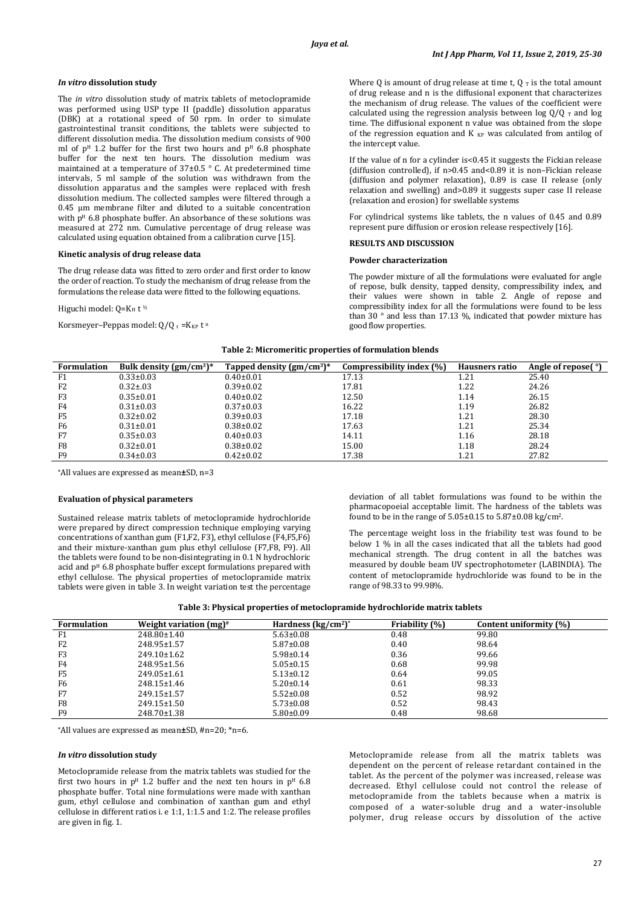### *In vitro* dissolution study

The *in vitro* dissolution study of matrix tablets of metoclopramide was performed using USP type II (paddle) dissolution apparatus (DBK) at a rotational speed of 50 rpm. In order to simulate gastrointestinal transit conditions, the tablets were subjected to different dissolution media. The dissolution medium consists of 900 ml of $p^H$ 1.2 buffer for the first two hours and $p^H$ 6.8 phosphate buffer for the next ten hours. The dissolution medium was maintained at a temperature of 37±0.5 ° C. At predetermined time intervals, 5 ml sample of the solution was withdrawn from the dissolution apparatus and the samples were replaced with fresh dissolution medium. The collected samples were filtered through a 0.45 µm membrane filter and diluted to a suitable concentration with $p^H$ 6.8 phosphate buffer. An absorbance of these solutions was measured at 272 nm. Cumulative percentage of drug release was calculated using equation obtained from a calibration curve [15].

### Kinetic analysis of drug release data

The drug release data was fitted to zero order and first order to know the order of reaction. To study the mechanism of drug release from the formulations the release data were fitted to the following equations.

Higuchi model: $Q=K_H t^{½}$

Korsmeyer–Peppas model: $Q/Q_t = K_{KP} t^n$

Where Q is amount of drug release at time t, $Q_T$ is the total amount of drug release and n is the diffusional exponent that characterizes the mechanism of drug release. The values of the coefficient were calculated using the regression analysis between log $Q/Q_T$ and log time. The diffusional exponent n value was obtained from the slope of the regression equation and $K_{KP}$ was calculated from antilog of the intercept value.

If the value of n for a cylinder is<0.45 it suggests the Fickian release (diffusion controlled), if n>0.45 and<0.89 it is non–Fickian release (diffusion and polymer relaxation), 0.89 is case II release (only relaxation and swelling) and>0.89 it suggests super case II release (relaxation and erosion) for swellable systems

For cylindrical systems like tablets, the n values of 0.45 and 0.89 represent pure diffusion or erosion release respectively [16].

## RESULTS AND DISCUSSION

### Powder characterization

The powder mixture of all the formulations were evaluated for angle of repose, bulk density, tapped density, compressibility index, and their values were shown in table 2. Angle of repose and compressibility index for all the formulations were found to be less than 30 ° and less than 17.13 %, indicated that powder mixture has good flow properties.

**Table 2: Micromeritic properties of formulation blends**

| Formulation | Bulk density (gm/cm³)* | Tapped density (gm/cm³)* | Compressibility index (%) | Hausners ratio | Angle of repose( °) |
|---|---|---|---|---|---|
| F1 | 0.33±0.03 | 0.40±0.01 | 17.13 | 1.21 | 25.40 |
| F2 | 0.32±.03 | 0.39±0.02 | 17.81 | 1.22 | 24.26 |
| F3 | 0.35±0.01 | 0.40±0.02 | 12.50 | 1.14 | 26.15 |
| F4 | 0.31±0.03 | 0.37±0.03 | 16.22 | 1.19 | 26.82 |
| F5 | 0.32±0.02 | 0.39±0.03 | 17.18 | 1.21 | 28.30 |
| F6 | 0.31±0.01 | 0.38±0.02 | 17.63 | 1.21 | 25.34 |
| F7 | 0.35±0.03 | 0.40±0.03 | 14.11 | 1.16 | 28.18 |
| F8 | 0.32±0.01 | 0.38±0.02 | 15.00 | 1.18 | 28.24 |
| F9 | 0.34±0.03 | 0.42±0.02 | 17.38 | 1.21 | 27.82 |

*All values are expressed as mean±SD, n=3

### Evaluation of physical parameters

Sustained release matrix tablets of metoclopramide hydrochloride were prepared by direct compression technique employing varying concentrations of xanthan gum (F1,F2, F3), ethyl cellulose (F4,F5,F6) and their mixture-xanthan gum plus ethyl cellulose (F7,F8, F9). All the tablets were found to be non-disintegrating in 0.1 N hydrochloric acid and $p^H$ 6.8 phosphate buffer except formulations prepared with ethyl cellulose. The physical properties of metoclopramide matrix tablets were given in table 3. In weight variation test the percentage deviation of all tablet formulations was found to be within the pharmacopoeial acceptable limit. The hardness of the tablets was found to be in the range of 5.05±0.15 to 5.87±0.08 kg/cm².

The percentage weight loss in the friability test was found to be below 1 % in all the cases indicated that all the tablets had good mechanical strength. The drug content in all the batches was measured by double beam UV spectrophotometer (LABINDIA). The content of metoclopramide hydrochloride was found to be in the range of 98.33 to 99.98%.

**Table 3: Physical properties of metoclopramide hydrochloride matrix tablets**

| Formulation | Weight variation (mg)# | Hardness (kg/cm²)* | Friability (%) | Content uniformity (%) |
|---|---|---|---|---|
| F1 | 248.80±1.40 | 5.63±0.08 | 0.48 | 99.80 |
| F2 | 248.95±1.57 | 5.87±0.08 | 0.40 | 98.64 |
| F3 | 249.10±1.62 | 5.98±0.14 | 0.36 | 99.66 |
| F4 | 248.95±1.56 | 5.05±0.15 | 0.68 | 99.98 |
| F5 | 249.05±1.61 | 5.13±0.12 | 0.64 | 99.05 |
| F6 | 248.15±1.46 | 5.20±0.14 | 0.61 | 98.33 |
| F7 | 249.15±1.57 | 5.52±0.08 | 0.52 | 98.92 |
| F8 | 249.15±1.50 | 5.73±0.08 | 0.52 | 98.43 |
| F9 | 248.70±1.38 | 5.80±0.09 | 0.48 | 98.68 |

*All values are expressed as mean±SD, #n=20; *n=6.

### *In vitro* dissolution study

Metoclopramide release from the matrix tablets was studied for the first two hours in $p^H$ 1.2 buffer and the next ten hours in $p^H$ 6.8 phosphate buffer. Total nine formulations were made with xanthan gum, ethyl cellulose and combination of xanthan gum and ethyl cellulose in different ratios i. e 1:1, 1:1.5 and 1:2. The release profiles are given in fig. 1.

Metoclopramide release from all the matrix tablets was dependent on the percent of release retardant contained in the tablet. As the percent of the polymer was increased, release was decreased. Ethyl cellulose could not control the release of metoclopramide from the tablets because when a matrix is composed of a water-soluble drug and a water-insoluble polymer, drug release occurs by dissolution of the active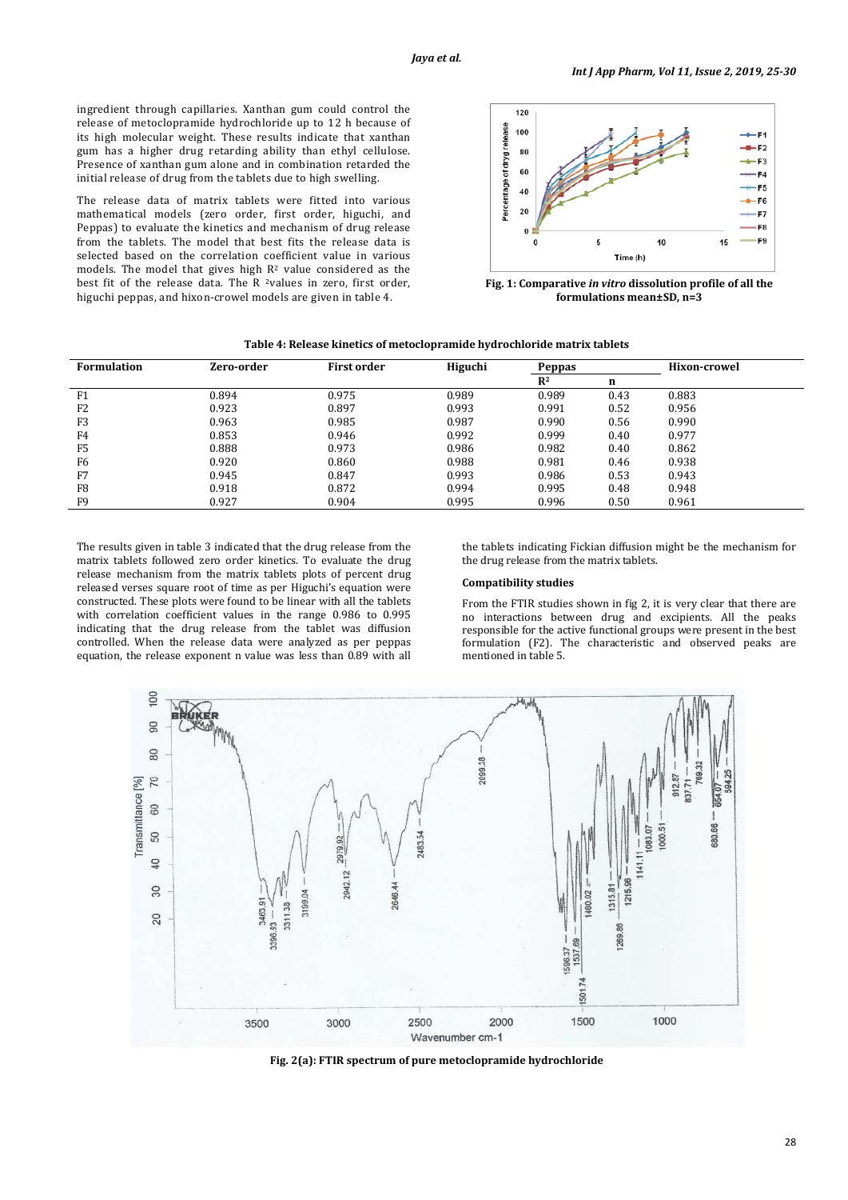ingredient through capillaries. Xanthan gum could control the release of metoclopramide hydrochloride up to 12 h because of its high molecular weight. These results indicate that xanthan gum has a higher drug retarding ability than ethyl cellulose. Presence of xanthan gum alone and in combination retarded the initial release of drug from the tablets due to high swelling.

The release data of matrix tablets were fitted into various mathematical models (zero order, first order, higuchi, and Peppas) to evaluate the kinetics and mechanism of drug release from the tablets. The model that best fits the release data is selected based on the correlation coefficient value in various models. The model that gives high $R^2$ value considered as the best fit of the release data. The $R^2$ values in zero, first order, higuchi peppas, and hixon-crowel models are given in table 4.

120
100
80
60
40
20
0
Percentage of drug release
0
5
10
15
Time (h)
F1
F2
F3
F4
F5
F6
F7
F8
F9

**Fig. 1: Comparative *in vitro* dissolution profile of all the formulations mean±SD, n=3**

**Table 4: Release kinetics of metoclopramide hydrochloride matrix tablets**

| Formulation | Zero-order | First order | Higuchi | Peppas | | Hixon-crowel |
|---|---|---|---|---|---|---|
| | | | | $R^2$ | n | |
| F1 | 0.894 | 0.975 | 0.989 | 0.989 | 0.43 | 0.883 |
| F2 | 0.923 | 0.897 | 0.993 | 0.991 | 0.52 | 0.956 |
| F3 | 0.963 | 0.985 | 0.987 | 0.990 | 0.56 | 0.990 |
| F4 | 0.853 | 0.946 | 0.992 | 0.999 | 0.40 | 0.977 |
| F5 | 0.888 | 0.973 | 0.986 | 0.982 | 0.40 | 0.862 |
| F6 | 0.920 | 0.860 | 0.988 | 0.981 | 0.46 | 0.938 |
| F7 | 0.945 | 0.847 | 0.993 | 0.986 | 0.53 | 0.943 |
| F8 | 0.918 | 0.872 | 0.994 | 0.995 | 0.48 | 0.948 |
| F9 | 0.927 | 0.904 | 0.995 | 0.996 | 0.50 | 0.961 |

The results given in table 3 indicated that the drug release from the matrix tablets followed zero order kinetics. To evaluate the drug release mechanism from the matrix tablets plots of percent drug released verses square root of time as per Higuchi's equation were constructed. These plots were found to be linear with all the tablets with correlation coefficient values in the range 0.986 to 0.995 indicating that the drug release from the tablet was diffusion controlled. When the release data were analyzed as per peppas equation, the release exponent n value was less than 0.89 with all the tablets indicating Fickian diffusion might be the mechanism for the drug release from the matrix tablets.

### Compatibility studies

From the FTIR studies shown in fig 2, it is very clear that there are no interactions between drug and excipients. All the peaks responsible for the active functional groups were present in the best formulation (F2). The characteristic and observed peaks are mentioned in table 5.

BRUKER
Transmittance [%]
100
90
80
70
60
50
40
30
20
3463.91
3396.83
3311.38
3199.04
2979.92
2942.12
2646.44
2483.54
2099.38
1596.37
1537.69
1501.74
1460.02
1315.81
1269.88
1215.96
1141.11
1083.07
1000.51
912.87
837.71
789.32
680.66
654.07
594.25
3500
3000
2500
2000
1500
1000
Wavenumber cm-1

**Fig. 2(a): FTIR spectrum of pure metoclopramide hydrochloride**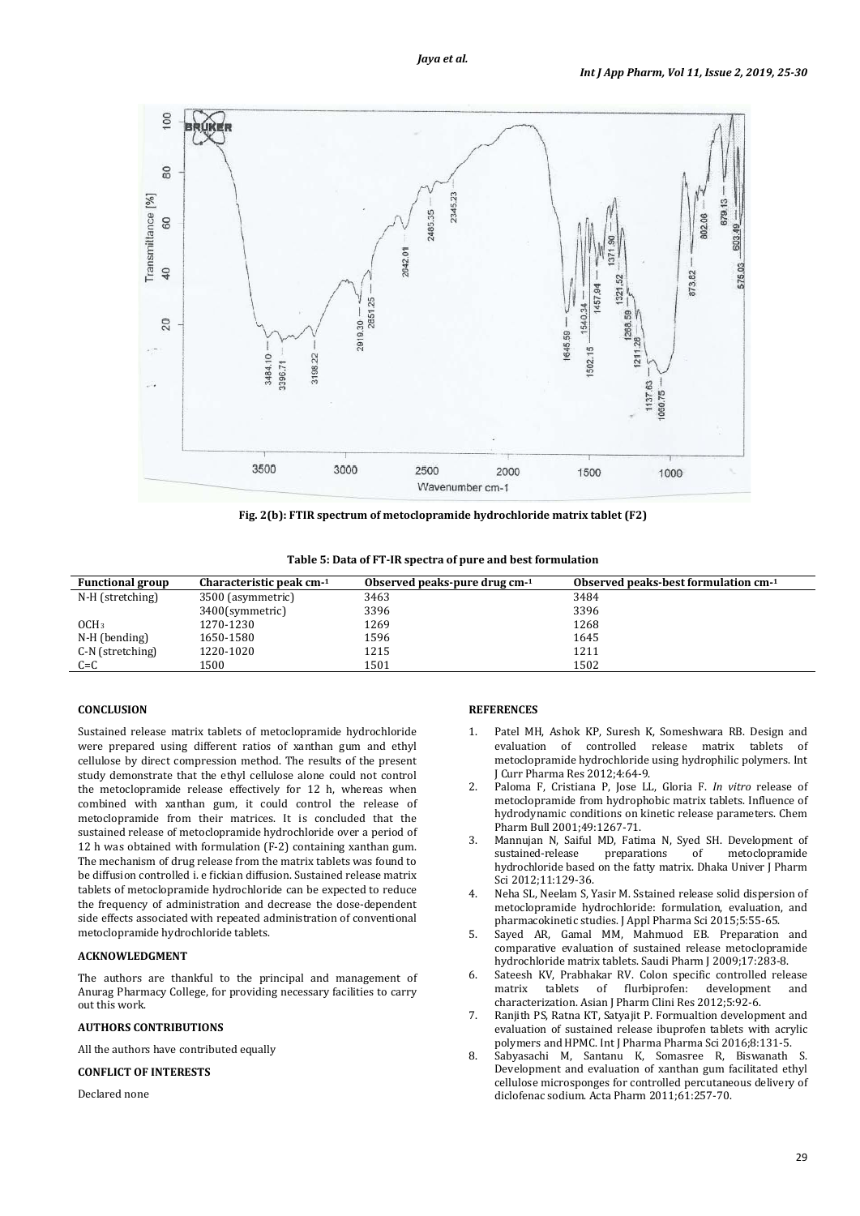BRUKER

Transmittance [%]

100
80
60
40
20

3484.10
3396.71
3198.22
2919.30
2851.25
2642.01
2485.35
2345.23
1645.59
1540.34
1502.15
1457.94
1371.90
1321.52
1268.59
1211.28
1137.63
1060.75
873.82
802.06
679.13
603.49
576.03

3500
3000
2500
2000
1500
1000

Wavenumber cm-1

**Fig. 2(b): FTIR spectrum of metoclopramide hydrochloride matrix tablet (F2)**

**Table 5: Data of FT-IR spectra of pure and best formulation**

| Functional group | Characteristic peak $cm^{-1}$ | Observed peaks-pure drug $cm^{-1}$ | Observed peaks-best formulation $cm^{-1}$ |
|---|---|---|---|
| N-H (stretching) | 3500 (asymmetric) | 3463 | 3484 |
| | 3400(symmetric) | 3396 | 3396 |
| $OCH_3$ | 1270-1230 | 1269 | 1268 |
| N-H (bending) | 1650-1580 | 1596 | 1645 |
| C-N (stretching) | 1220-1020 | 1215 | 1211 |
| C=C | 1500 | 1501 | 1502 |

## CONCLUSION

Sustained release matrix tablets of metoclopramide hydrochloride were prepared using different ratios of xanthan gum and ethyl cellulose by direct compression method. The results of the present study demonstrate that the ethyl cellulose alone could not control the metoclopramide release effectively for 12 h, whereas when combined with xanthan gum, it could control the release of metoclopramide from their matrices. It is concluded that the sustained release of metoclopramide hydrochloride over a period of 12 h was obtained with formulation (F-2) containing xanthan gum. The mechanism of drug release from the matrix tablets was found to be diffusion controlled i. e fickian diffusion. Sustained release matrix tablets of metoclopramide hydrochloride can be expected to reduce the frequency of administration and decrease the dose-dependent side effects associated with repeated administration of conventional metoclopramide hydrochloride tablets.

## ACKNOWLEDGMENT

The authors are thankful to the principal and management of Anurag Pharmacy College, for providing necessary facilities to carry out this work.

## AUTHORS CONTRIBUTIONS

All the authors have contributed equally

## CONFLICT OF INTERESTS

Declared none

## REFERENCES

1. Patel MH, Ashok KP, Suresh K, Someshwara RB. Design and evaluation of controlled release matrix tablets of metoclopramide hydrochloride using hydrophilic polymers. Int J Curr Pharma Res 2012;4:64-9.
2. Paloma F, Cristiana P, Jose LL, Gloria F. *In vitro* release of metoclopramide from hydrophobic matrix tablets. Influence of hydrodynamic conditions on kinetic release parameters. Chem Pharm Bull 2001;49:1267-71.
3. Mannujan N, Saiful MD, Fatima N, Syed SH. Development of sustained-release preparations of metoclopramide hydrochloride based on the fatty matrix. Dhaka Univer J Pharm Sci 2012;11:129-36.
4. Neha SL, Neelam S, Yasir M. Sstained release solid dispersion of metoclopramide hydrochloride: formulation, evaluation, and pharmacokinetic studies. J Appl Pharma Sci 2015;5:55-65.
5. Sayed AR, Gamal MM, Mahmuod EB. Preparation and comparative evaluation of sustained release metoclopramide hydrochloride matrix tablets. Saudi Pharm J 2009;17:283-8.
6. Sateesh KV, Prabhakar RV. Colon specific controlled release matrix tablets of flurbiprofen: development and characterization. Asian J Pharm Clini Res 2012;5:92-6.
7. Ranjith PS, Ratna KT, Satyajit P. Formualtion development and evaluation of sustained release ibuprofen tablets with acrylic polymers and HPMC. Int J Pharma Pharma Sci 2016;8:131-5.
8. Sabyasachi M, Santanu K, Somasree R, Biswanath S. Development and evaluation of xanthan gum facilitated ethyl cellulose microsponges for controlled percutaneous delivery of diclofenac sodium. Acta Pharm 2011;61:257-70.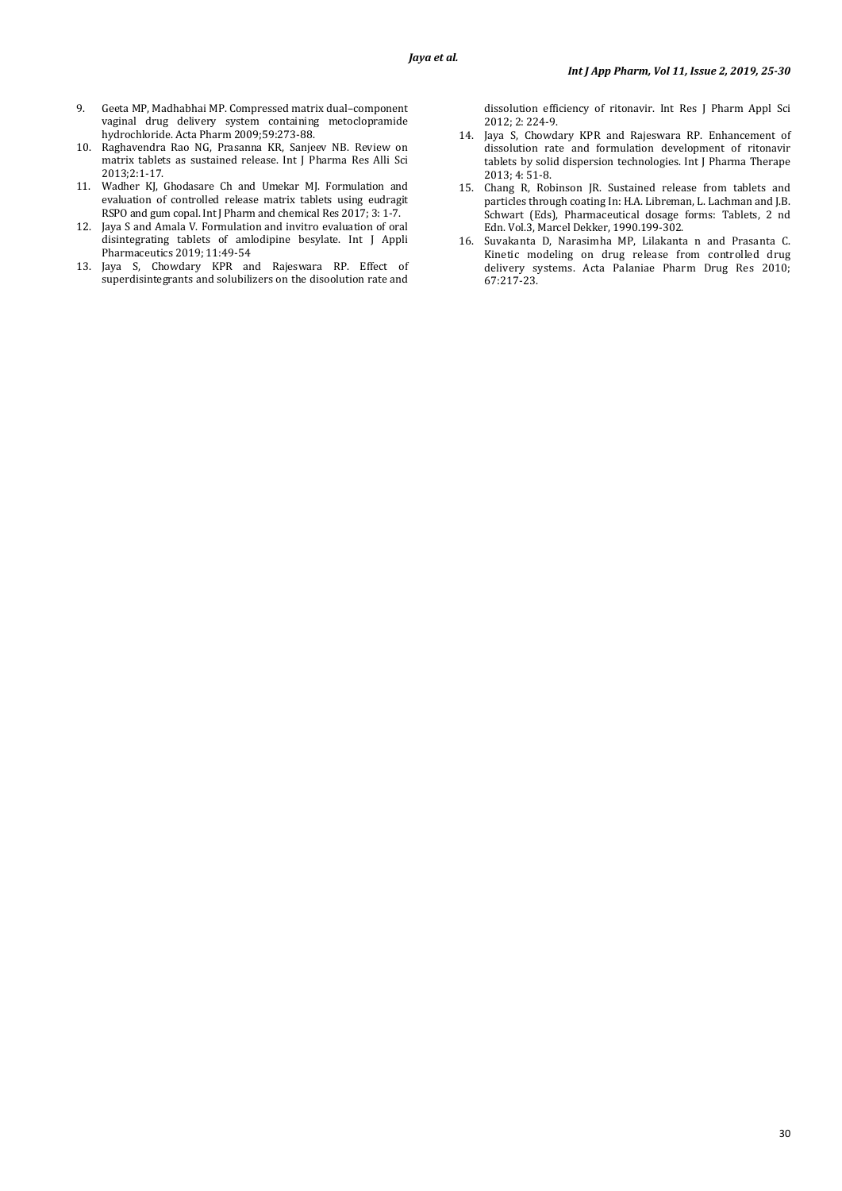9. Geeta MP, Madhabhai MP. Compressed matrix dual–component vaginal drug delivery system containing metoclopramide hydrochloride. Acta Pharm 2009;59:273-88.
10. Raghavendra Rao NG, Prasanna KR, Sanjeev NB. Review on matrix tablets as sustained release. Int J Pharma Res Alli Sci 2013;2:1-17.
11. Wadher KJ, Ghodasare Ch and Umekar MJ. Formulation and evaluation of controlled release matrix tablets using eudragit RSPO and gum copal. Int J Pharm and chemical Res 2017; 3: 1-7.
12. Jaya S and Amala V. Formulation and invitro evaluation of oral disintegrating tablets of amlodipine besylate. Int J Appli Pharmaceutics 2019; 11:49-54
13. Jaya S, Chowdary KPR and Rajeswara RP. Effect of superdisintegrants and solubilizers on the disoolution rate and dissolution efficiency of ritonavir. Int Res J Pharm Appl Sci 2012; 2: 224-9.
14. Jaya S, Chowdary KPR and Rajeswara RP. Enhancement of dissolution rate and formulation development of ritonavir tablets by solid dispersion technologies. Int J Pharma Therape 2013; 4: 51-8.
15. Chang R, Robinson JR. Sustained release from tablets and particles through coating In: H.A. Libreman, L. Lachman and J.B. Schwart (Eds), Pharmaceutical dosage forms: Tablets, 2 nd Edn. Vol.3, Marcel Dekker, 1990.199-302.
16. Suvakanta D, Narasimha MP, Lilakanta n and Prasanta C. Kinetic modeling on drug release from controlled drug delivery systems. Acta Palaniae Pharm Drug Res 2010; 67:217-23.